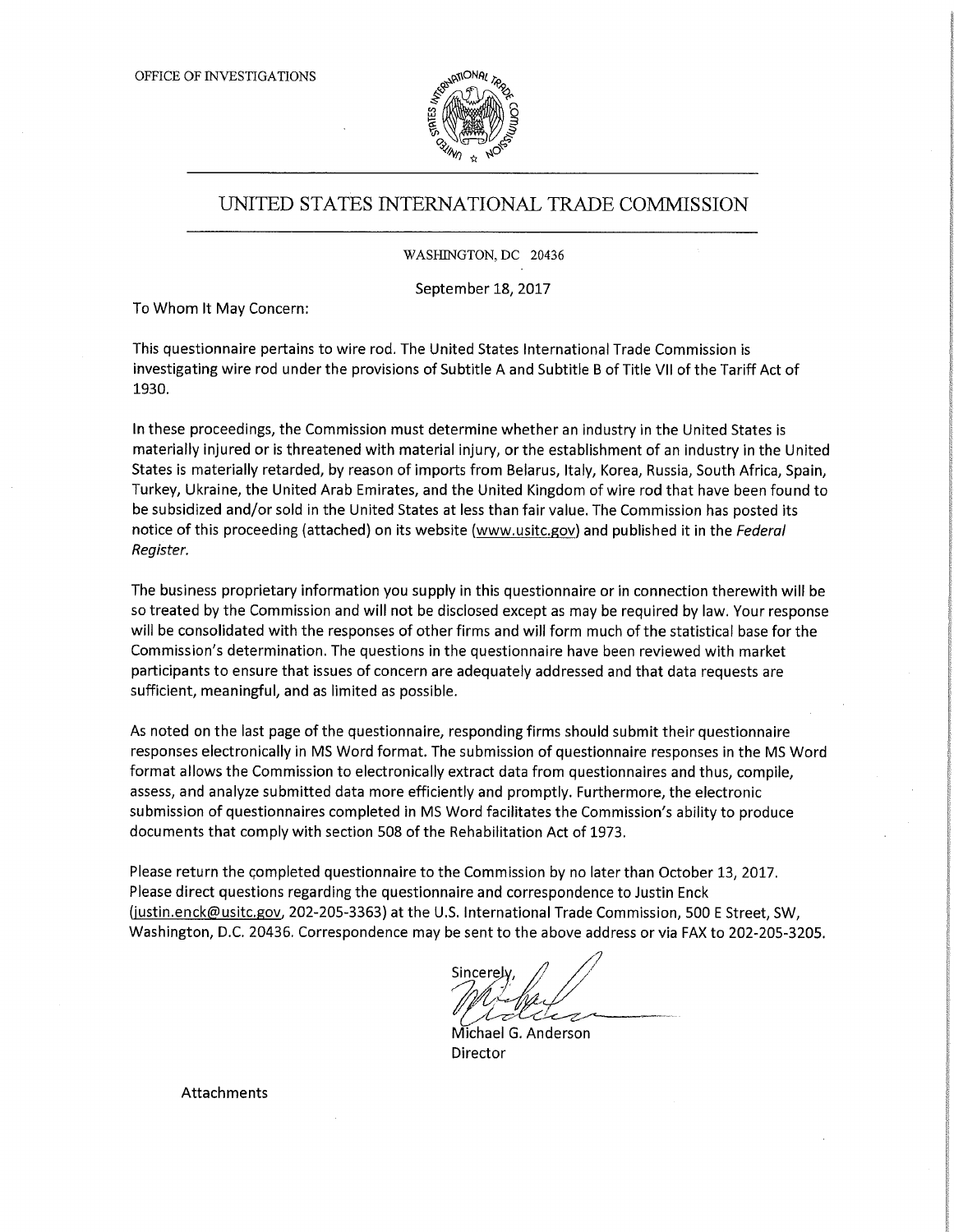OFFICE OF INVESTIGATIONS

# UNITED STATES INTERNATIONAL TRADE COMMISSION

WASHINGTON, DC 20436

September 18, 2017

To Whom It May Concern:

This questionnaire pertains to wire rod. The United States International Trade Commission is investigating wire rod under the provisions of Subtitle A and Subtitle B of Title VII of the Tariff Act of 1930.

In these proceedings, the Commission must determine whether an industry in the United States is materially injured or is threatened with material injury, or the establishment of an industry in the United States is materially retarded, by reason of imports from Belarus, Italy, Korea, Russia, South Africa, Spain, Turkey, Ukraine, the United Arab Emirates, and the United Kingdom of wire rod that have been found to be subsidized and/or sold in the United States at less than fair value. The Commission has posted its notice of this proceeding (attached) on its website (www.usitc.gov) and published it in the *Federal Register.*

The business proprietary information you supply in this questionnaire or in connection therewith will be so treated by the Commission and will not be disclosed except as may be required by law. Your response will be consolidated with the responses of other firms and will form much of the statistical base for the Commission's determination. The questions in the questionnaire have been reviewed with market participants to ensure that issues of concern are adequately addressed and that data requests are sufficient, meaningful, and as limited as possible.

As noted on the last page of the questionnaire, responding firms should submit their questionnaire responses electronically in MS Word format. The submission of questionnaire responses in the MS Word format allows the Commission to electronically extract data from questionnaires and thus, compile, assess, and analyze submitted data more efficiently and promptly. Furthermore, the electronic submission of questionnaires completed in MS Word facilitates the Commission's ability to produce documents that comply with section 508 of the Rehabilitation Act of 1973.

Please return the completed questionnaire to the Commission by no later than October 13, 2017. Please direct questions regarding the questionnaire and correspondence to Justin Enck (justin.enck@usitc.gov, 202-205-3363) at the U.S. International Trade Commission, 500 E Street, SW, Washington, D.C. 20436. Correspondence may be sent to the above address or via FAX to 202-205-3205.

Sincerely,

Michael G. Anderson
Director

Attachments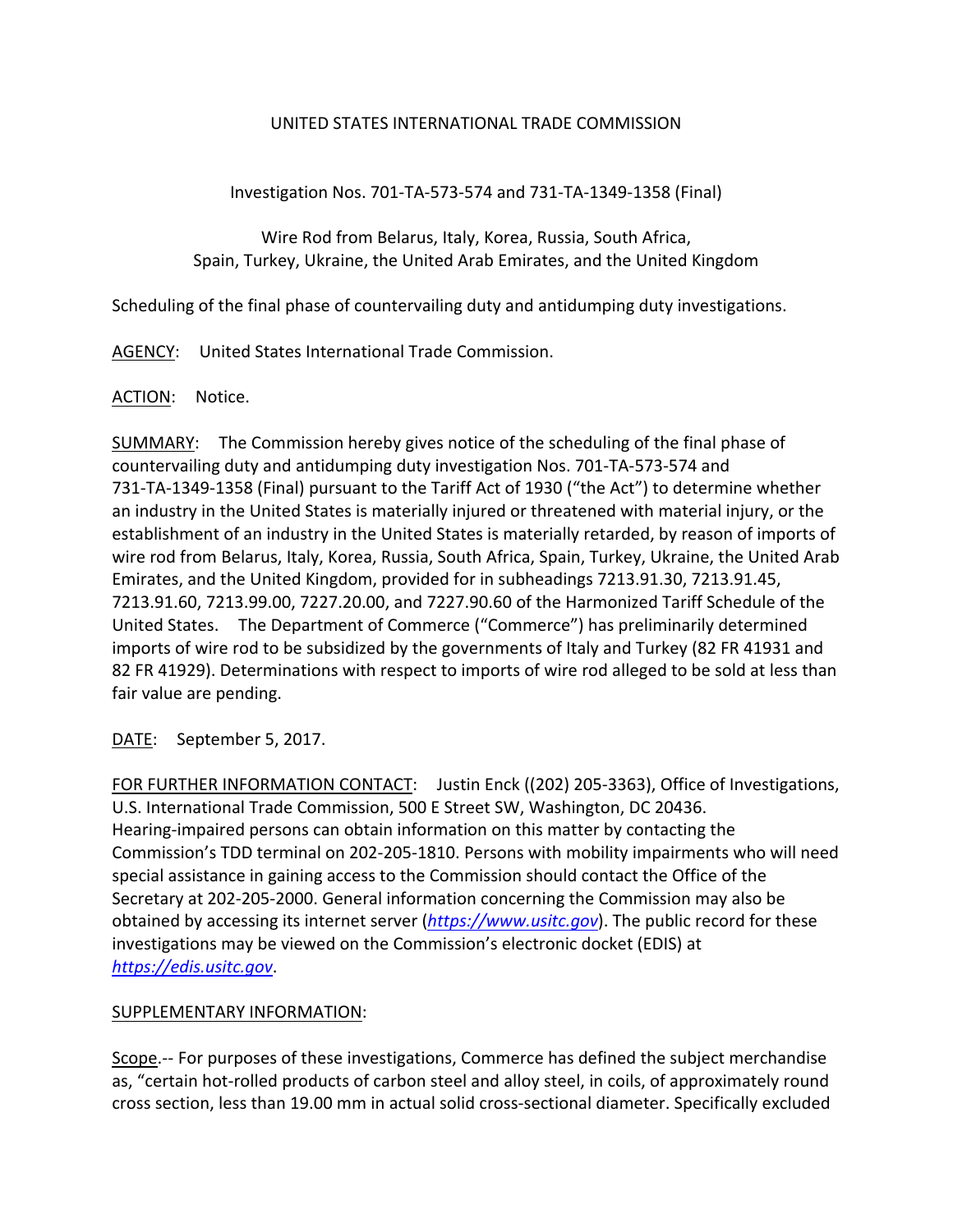UNITED STATES INTERNATIONAL TRADE COMMISSION

Investigation Nos. 701-TA-573-574 and 731-TA-1349-1358 (Final)

Wire Rod from Belarus, Italy, Korea, Russia, South Africa,
Spain, Turkey, Ukraine, the United Arab Emirates, and the United Kingdom

Scheduling of the final phase of countervailing duty and antidumping duty investigations.

AGENCY: United States International Trade Commission.

ACTION: Notice.

SUMMARY: The Commission hereby gives notice of the scheduling of the final phase of countervailing duty and antidumping duty investigation Nos. 701-TA-573-574 and 731-TA-1349-1358 (Final) pursuant to the Tariff Act of 1930 ("the Act") to determine whether an industry in the United States is materially injured or threatened with material injury, or the establishment of an industry in the United States is materially retarded, by reason of imports of wire rod from Belarus, Italy, Korea, Russia, South Africa, Spain, Turkey, Ukraine, the United Arab Emirates, and the United Kingdom, provided for in subheadings 7213.91.30, 7213.91.45, 7213.91.60, 7213.99.00, 7227.20.00, and 7227.90.60 of the Harmonized Tariff Schedule of the United States. The Department of Commerce ("Commerce") has preliminarily determined imports of wire rod to be subsidized by the governments of Italy and Turkey (82 FR 41931 and 82 FR 41929). Determinations with respect to imports of wire rod alleged to be sold at less than fair value are pending.

DATE: September 5, 2017.

FOR FURTHER INFORMATION CONTACT: Justin Enck ((202) 205-3363), Office of Investigations, U.S. International Trade Commission, 500 E Street SW, Washington, DC 20436. Hearing-impaired persons can obtain information on this matter by contacting the Commission's TDD terminal on 202-205-1810. Persons with mobility impairments who will need special assistance in gaining access to the Commission should contact the Office of the Secretary at 202-205-2000. General information concerning the Commission may also be obtained by accessing its internet server (*https://www.usitc.gov*). The public record for these investigations may be viewed on the Commission's electronic docket (EDIS) at *https://edis.usitc.gov*.

SUPPLEMENTARY INFORMATION:

Scope.-- For purposes of these investigations, Commerce has defined the subject merchandise as, "certain hot-rolled products of carbon steel and alloy steel, in coils, of approximately round cross section, less than 19.00 mm in actual solid cross-sectional diameter. Specifically excluded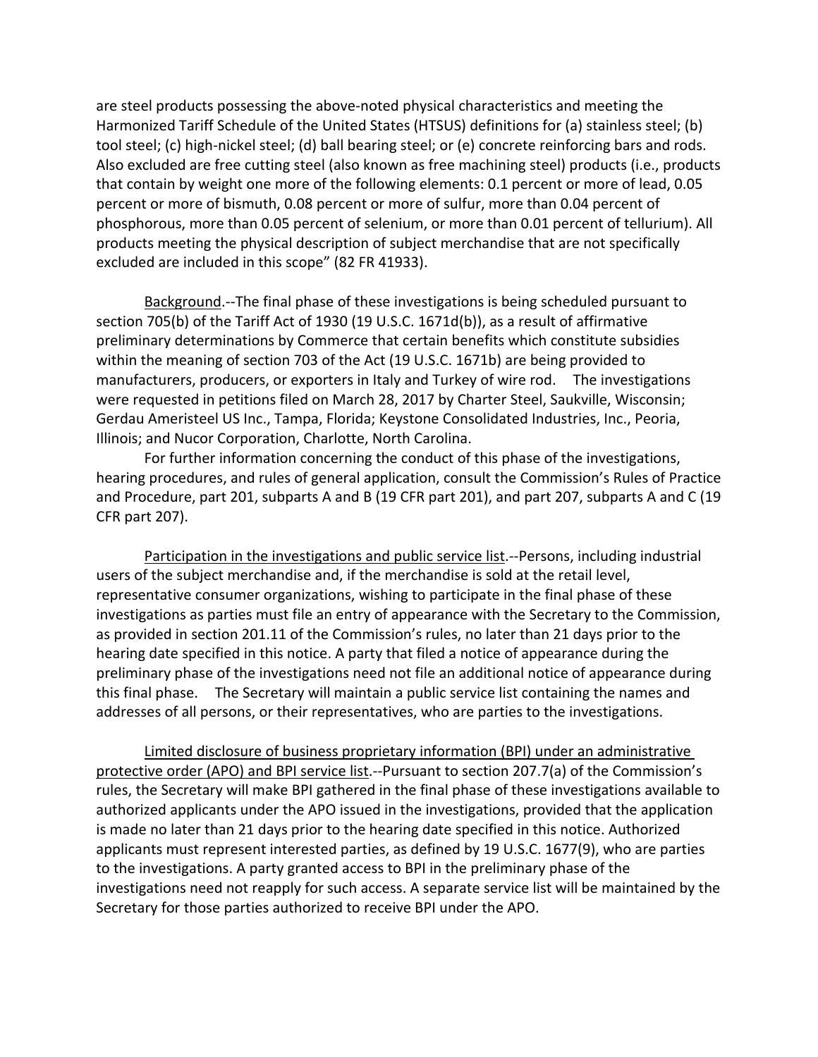are steel products possessing the above-noted physical characteristics and meeting the Harmonized Tariff Schedule of the United States (HTSUS) definitions for (a) stainless steel; (b) tool steel; (c) high-nickel steel; (d) ball bearing steel; or (e) concrete reinforcing bars and rods. Also excluded are free cutting steel (also known as free machining steel) products (i.e., products that contain by weight one more of the following elements: 0.1 percent or more of lead, 0.05 percent or more of bismuth, 0.08 percent or more of sulfur, more than 0.04 percent of phosphorous, more than 0.05 percent of selenium, or more than 0.01 percent of tellurium). All products meeting the physical description of subject merchandise that are not specifically excluded are included in this scope" (82 FR 41933).

Background.--The final phase of these investigations is being scheduled pursuant to section 705(b) of the Tariff Act of 1930 (19 U.S.C. 1671d(b)), as a result of affirmative preliminary determinations by Commerce that certain benefits which constitute subsidies within the meaning of section 703 of the Act (19 U.S.C. 1671b) are being provided to manufacturers, producers, or exporters in Italy and Turkey of wire rod. The investigations were requested in petitions filed on March 28, 2017 by Charter Steel, Saukville, Wisconsin; Gerdau Ameristeel US Inc., Tampa, Florida; Keystone Consolidated Industries, Inc., Peoria, Illinois; and Nucor Corporation, Charlotte, North Carolina.

For further information concerning the conduct of this phase of the investigations, hearing procedures, and rules of general application, consult the Commission's Rules of Practice and Procedure, part 201, subparts A and B (19 CFR part 201), and part 207, subparts A and C (19 CFR part 207).

Participation in the investigations and public service list.--Persons, including industrial users of the subject merchandise and, if the merchandise is sold at the retail level, representative consumer organizations, wishing to participate in the final phase of these investigations as parties must file an entry of appearance with the Secretary to the Commission, as provided in section 201.11 of the Commission's rules, no later than 21 days prior to the hearing date specified in this notice. A party that filed a notice of appearance during the preliminary phase of the investigations need not file an additional notice of appearance during this final phase. The Secretary will maintain a public service list containing the names and addresses of all persons, or their representatives, who are parties to the investigations.

Limited disclosure of business proprietary information (BPI) under an administrative protective order (APO) and BPI service list.--Pursuant to section 207.7(a) of the Commission's rules, the Secretary will make BPI gathered in the final phase of these investigations available to authorized applicants under the APO issued in the investigations, provided that the application is made no later than 21 days prior to the hearing date specified in this notice. Authorized applicants must represent interested parties, as defined by 19 U.S.C. 1677(9), who are parties to the investigations. A party granted access to BPI in the preliminary phase of the investigations need not reapply for such access. A separate service list will be maintained by the Secretary for those parties authorized to receive BPI under the APO.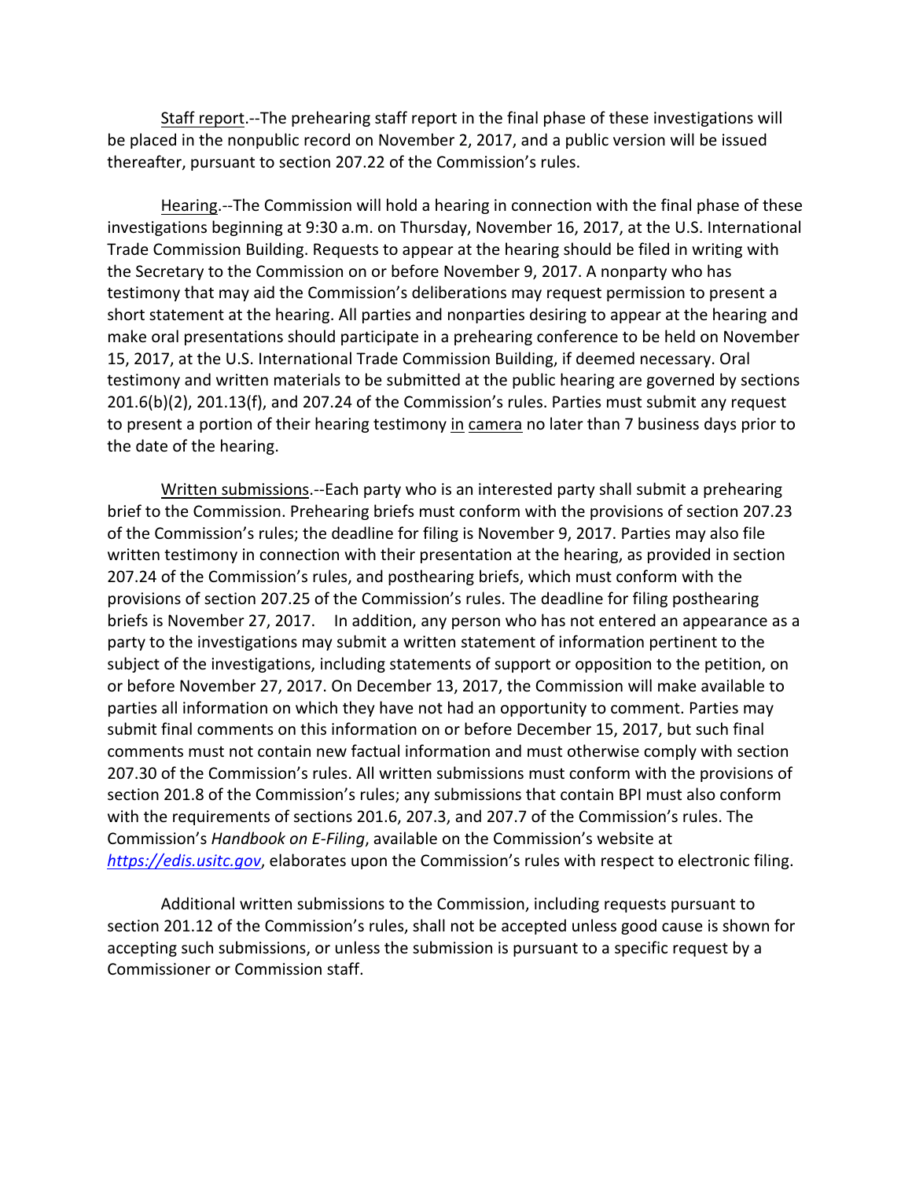Staff report.--The prehearing staff report in the final phase of these investigations will be placed in the nonpublic record on November 2, 2017, and a public version will be issued thereafter, pursuant to section 207.22 of the Commission's rules.

Hearing.--The Commission will hold a hearing in connection with the final phase of these investigations beginning at 9:30 a.m. on Thursday, November 16, 2017, at the U.S. International Trade Commission Building. Requests to appear at the hearing should be filed in writing with the Secretary to the Commission on or before November 9, 2017. A nonparty who has testimony that may aid the Commission's deliberations may request permission to present a short statement at the hearing. All parties and nonparties desiring to appear at the hearing and make oral presentations should participate in a prehearing conference to be held on November 15, 2017, at the U.S. International Trade Commission Building, if deemed necessary. Oral testimony and written materials to be submitted at the public hearing are governed by sections 201.6(b)(2), 201.13(f), and 207.24 of the Commission's rules. Parties must submit any request to present a portion of their hearing testimony in camera no later than 7 business days prior to the date of the hearing.

Written submissions.--Each party who is an interested party shall submit a prehearing brief to the Commission. Prehearing briefs must conform with the provisions of section 207.23 of the Commission's rules; the deadline for filing is November 9, 2017. Parties may also file written testimony in connection with their presentation at the hearing, as provided in section 207.24 of the Commission's rules, and posthearing briefs, which must conform with the provisions of section 207.25 of the Commission's rules. The deadline for filing posthearing briefs is November 27, 2017. In addition, any person who has not entered an appearance as a party to the investigations may submit a written statement of information pertinent to the subject of the investigations, including statements of support or opposition to the petition, on or before November 27, 2017. On December 13, 2017, the Commission will make available to parties all information on which they have not had an opportunity to comment. Parties may submit final comments on this information on or before December 15, 2017, but such final comments must not contain new factual information and must otherwise comply with section 207.30 of the Commission's rules. All written submissions must conform with the provisions of section 201.8 of the Commission's rules; any submissions that contain BPI must also conform with the requirements of sections 201.6, 207.3, and 207.7 of the Commission's rules. The Commission's *Handbook on E-Filing*, available on the Commission's website at *https://edis.usitc.gov*, elaborates upon the Commission's rules with respect to electronic filing.

Additional written submissions to the Commission, including requests pursuant to section 201.12 of the Commission's rules, shall not be accepted unless good cause is shown for accepting such submissions, or unless the submission is pursuant to a specific request by a Commissioner or Commission staff.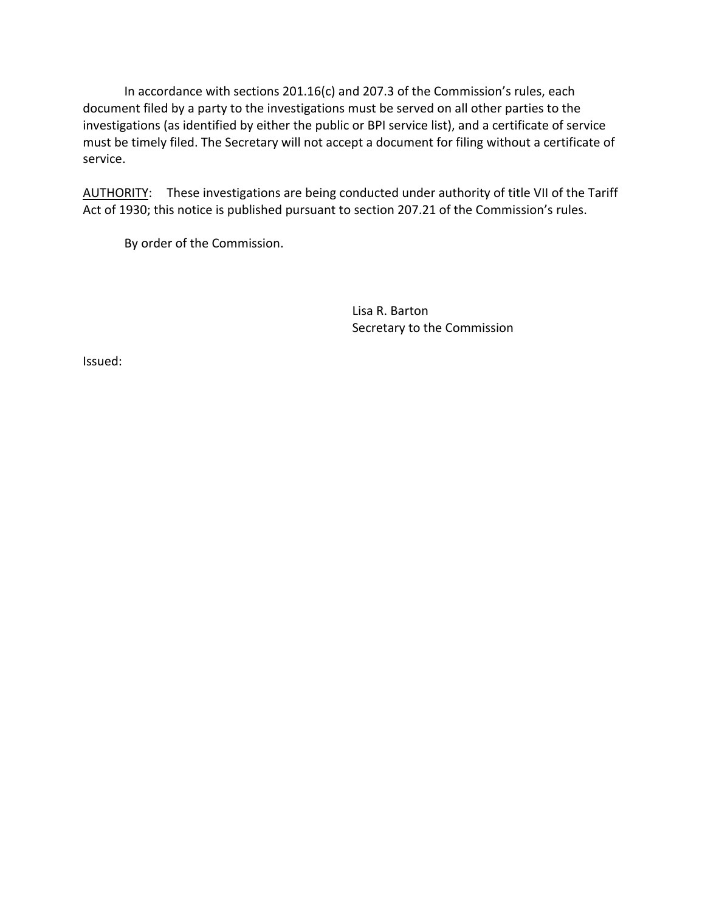In accordance with sections 201.16(c) and 207.3 of the Commission's rules, each document filed by a party to the investigations must be served on all other parties to the investigations (as identified by either the public or BPI service list), and a certificate of service must be timely filed. The Secretary will not accept a document for filing without a certificate of service.

<u>AUTHORITY</u>: These investigations are being conducted under authority of title VII of the Tariff Act of 1930; this notice is published pursuant to section 207.21 of the Commission's rules.

By order of the Commission.

Lisa R. Barton
Secretary to the Commission

Issued: